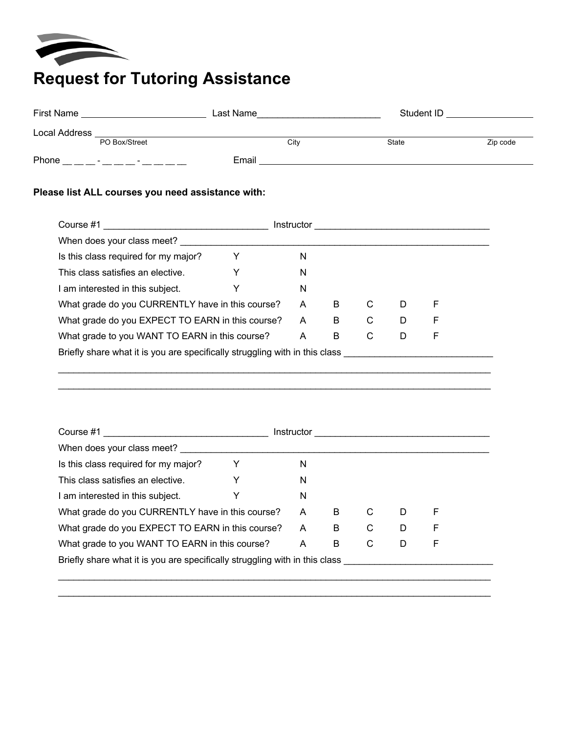# Request for Tutoring Assistance

First Name ________________________ Last Name________________________ Student ID _________________

Local Address ______________________________________________________________________________
PO Box/Street City State Zip code

Phone __ __ __ - __ __ __ - __ __ __ __ Email ______________________________________________

**Please list ALL courses you need assistance with:**

Course #1 ________________________________ Instructor __________________________________

When does your class meet? ____________________________________________________________

| | | | | | | |
|---|---|---|---|---|---|---|
| Is this class required for my major? | Y | N | | | | |
| This class satisfies an elective. | Y | N | | | | |
| I am interested in this subject. | Y | N | | | | |
| What grade do you CURRENTLY have in this course? | | A | B | C | D | F |
| What grade do you EXPECT TO EARN in this course? | | A | B | C | D | F |
| What grade to you WANT TO EARN in this course? | | A | B | C | D | F |

Briefly share what it is you are specifically struggling with in this class _____________________________

_____________________________________________________________________________________

_____________________________________________________________________________________

Course #1 ________________________________ Instructor __________________________________

When does your class meet? ____________________________________________________________

| | | | | | | |
|---|---|---|---|---|---|---|
| Is this class required for my major? | Y | N | | | | |
| This class satisfies an elective. | Y | N | | | | |
| I am interested in this subject. | Y | N | | | | |
| What grade do you CURRENTLY have in this course? | | A | B | C | D | F |
| What grade do you EXPECT TO EARN in this course? | | A | B | C | D | F |
| What grade to you WANT TO EARN in this course? | | A | B | C | D | F |

Briefly share what it is you are specifically struggling with in this class _____________________________

_____________________________________________________________________________________

_____________________________________________________________________________________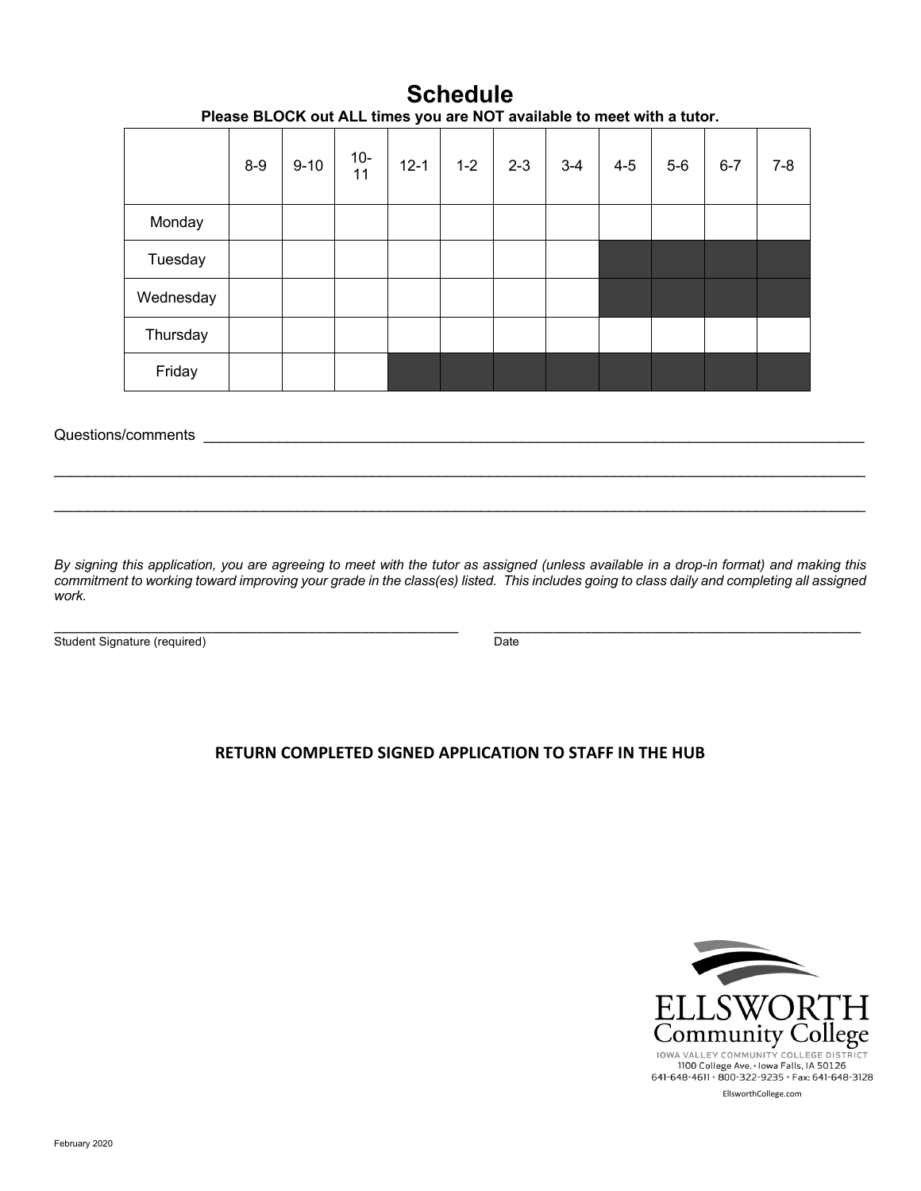# Schedule

**Please BLOCK out ALL times you are NOT available to meet with a tutor.**

| | 8-9 | 9-10 | 10-11 | 12-1 | 1-2 | 2-3 | 3-4 | 4-5 | 5-6 | 6-7 | 7-8 |
|---|---|---|---|---|---|---|---|---|---|---|---|
| Monday | | | | | | | | | | | |
| Tuesday | | | | | | | | | | | |
| Wednesday | | | | | | | | | | | |
| Thursday | | | | | | | | | | | |
| Friday | | | | | | | | | | | |

Questions/comments ___________________________________________________________________________

_____________________________________________________________________________________________

_____________________________________________________________________________________________

*By signing this application, you are agreeing to meet with the tutor as assigned (unless available in a drop-in format) and making this commitment to working toward improving your grade in the class(es) listed. This includes going to class daily and completing all assigned work.*

_______________________________________________ _______________________________________________

Student Signature (required) Date

**RETURN COMPLETED SIGNED APPLICATION TO STAFF IN THE HUB**

ELLSWORTH
Community College
IOWA VALLEY COMMUNITY COLLEGE DISTRICT
1100 College Ave. • Iowa Falls, IA 50126
641-648-4611 • 800-322-9235 • Fax: 641-648-3128
EllsworthCollege.com

February 2020